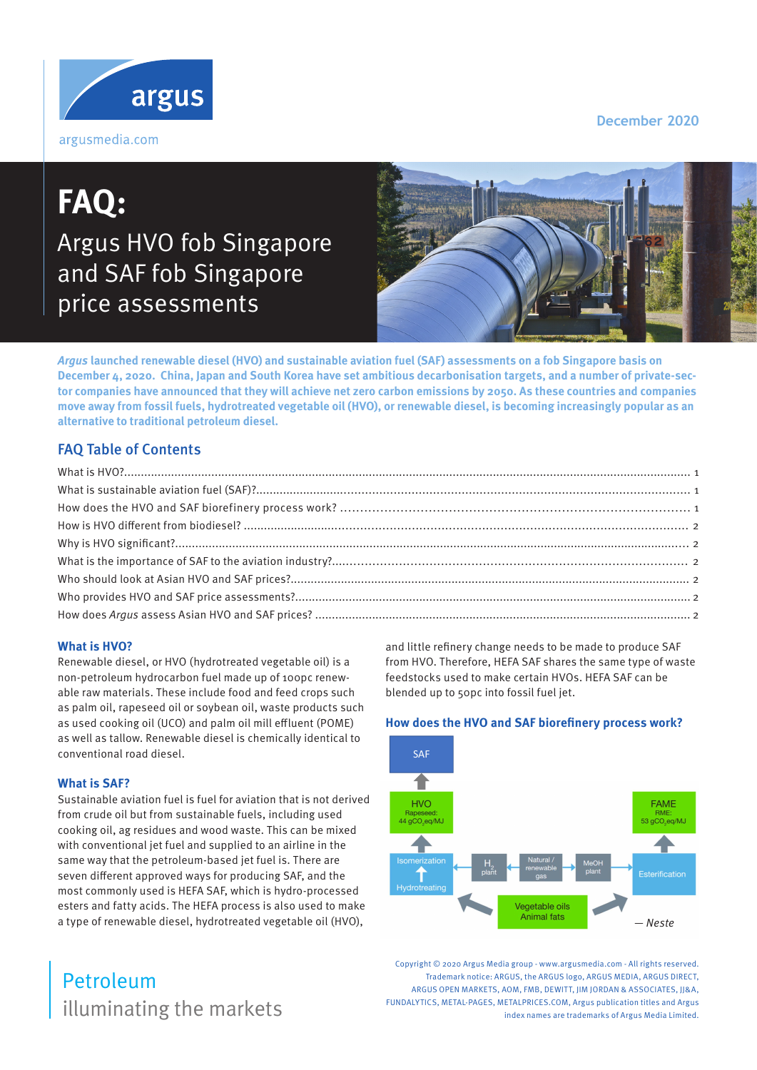argus

argusmedia.com

December 2020

# FAQ:

## Argus HVO fob Singapore and SAF fob Singapore price assessments

***Argus*** **launched renewable diesel (HVO) and sustainable aviation fuel (SAF) assessments on a fob Singapore basis on December 4, 2020. China, Japan and South Korea have set ambitious decarbonisation targets, and a number of private-sector companies have announced that they will achieve net zero carbon emissions by 2050. As these countries and companies move away from fossil fuels, hydrotreated vegetable oil (HVO), or renewable diesel, is becoming increasingly popular as an alternative to traditional petroleum diesel.**

### FAQ Table of Contents

What is HVO?........................................................ 1
What is sustainable aviation fuel (SAF)?........................................................ 1
How does the HVO and SAF biorefinery process work? ........................................................ 1
How is HVO different from biodiesel? ........................................................ 2
Why is HVO significant?........................................................ 2
What is the importance of SAF to the aviation industry?........................................................ 2
Who should look at Asian HVO and SAF prices?........................................................ 2
Who provides HVO and SAF price assessments?........................................................ 2
How does *Argus* assess Asian HVO and SAF prices? ........................................................ 2

### What is HVO?

Renewable diesel, or HVO (hydrotreated vegetable oil) is a non-petroleum hydrocarbon fuel made up of 100pc renewable raw materials. These include food and feed crops such as palm oil, rapeseed oil or soybean oil, waste products such as used cooking oil (UCO) and palm oil mill effluent (POME) as well as tallow. Renewable diesel is chemically identical to conventional road diesel.

### What is SAF?

Sustainable aviation fuel is fuel for aviation that is not derived from crude oil but from sustainable fuels, including used cooking oil, ag residues and wood waste. This can be mixed with conventional jet fuel and supplied to an airline in the same way that the petroleum-based jet fuel is. There are seven different approved ways for producing SAF, and the most commonly used is HEFA SAF, which is hydro-processed esters and fatty acids. The HEFA process is also used to make a type of renewable diesel, hydrotreated vegetable oil (HVO), and little refinery change needs to be made to produce SAF from HVO. Therefore, HEFA SAF shares the same type of waste feedstocks used to make certain HVOs. HEFA SAF can be blended up to 50pc into fossil fuel jet.

### How does the HVO and SAF biorefinery process work?

SAF

HVO
Rapeseed:
44 $gCO_2eq/MJ$

FAME
RME:
53 $gCO_2eq/MJ$

Isomerization
Hydrotreating

$H_2$ plant

Natural / renewable gas

MeOH plant

Esterification

Vegetable oils
Animal fats

— Neste

Petroleum
illuminating the markets

Copyright © 2020 Argus Media group - www.argusmedia.com - All rights reserved.
Trademark notice: ARGUS, the ARGUS logo, ARGUS MEDIA, ARGUS DIRECT, ARGUS OPEN MARKETS, AOM, FMB, DEWITT, JIM JORDAN & ASSOCIATES, JJ&A, FUNDALYTICS, METAL-PAGES, METALPRICES.COM, Argus publication titles and Argus index names are trademarks of Argus Media Limited.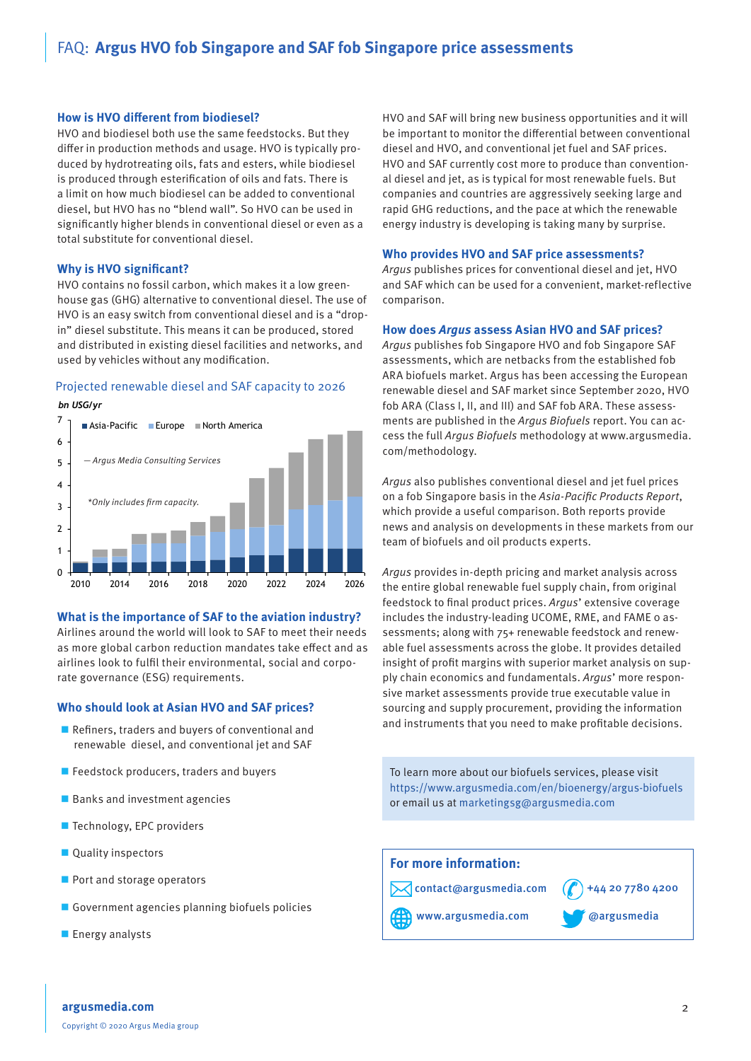# FAQ: Argus HVO fob Singapore and SAF fob Singapore price assessments

## How is HVO different from biodiesel?

HVO and biodiesel both use the same feedstocks. But they differ in production methods and usage. HVO is typically produced by hydrotreating oils, fats and esters, while biodiesel is produced through esterification of oils and fats. There is a limit on how much biodiesel can be added to conventional diesel, but HVO has no "blend wall". So HVO can be used in significantly higher blends in conventional diesel or even as a total substitute for conventional diesel.

## Why is HVO significant?

HVO contains no fossil carbon, which makes it a low greenhouse gas (GHG) alternative to conventional diesel. The use of HVO is an easy switch from conventional diesel and is a "drop-in" diesel substitute. This means it can be produced, stored and distributed in existing diesel facilities and networks, and used by vehicles without any modification.

Projected renewable diesel and SAF capacity to 2026

bn USG/yr

Asia-Pacific
Europe
North America

— Argus Media Consulting Services

*Only includes firm capacity.

0
1
2
3
4
5
6
7

2010
2014
2016
2018
2020
2022
2024
2026

## What is the importance of SAF to the aviation industry?

Airlines around the world will look to SAF to meet their needs as more global carbon reduction mandates take effect and as airlines look to fulfil their environmental, social and corporate governance (ESG) requirements.

## Who should look at Asian HVO and SAF prices?

- Refiners, traders and buyers of conventional and renewable diesel, and conventional jet and SAF
- Feedstock producers, traders and buyers
- Banks and investment agencies
- Technology, EPC providers
- Quality inspectors
- Port and storage operators
- Government agencies planning biofuels policies
- Energy analysts

HVO and SAF will bring new business opportunities and it will be important to monitor the differential between conventional diesel and HVO, and conventional jet fuel and SAF prices. HVO and SAF currently cost more to produce than conventional diesel and jet, as is typical for most renewable fuels. But companies and countries are aggressively seeking large and rapid GHG reductions, and the pace at which the renewable energy industry is developing is taking many by surprise.

## Who provides HVO and SAF price assessments?

*Argus* publishes prices for conventional diesel and jet, HVO and SAF which can be used for a convenient, market-reflective comparison.

## How does *Argus* assess Asian HVO and SAF prices?

*Argus* publishes fob Singapore HVO and fob Singapore SAF assessments, which are netbacks from the established fob ARA biofuels market. Argus has been accessing the European renewable diesel and SAF market since September 2020, HVO fob ARA (Class I, II, and III) and SAF fob ARA. These assessments are published in the *Argus Biofuels* report. You can access the full *Argus Biofuels* methodology at www.argusmedia.com/methodology.

*Argus* also publishes conventional diesel and jet fuel prices on a fob Singapore basis in the *Asia-Pacific Products Report*, which provide a useful comparison. Both reports provide news and analysis on developments in these markets from our team of biofuels and oil products experts.

*Argus* provides in-depth pricing and market analysis across the entire global renewable fuel supply chain, from original feedstock to final product prices. *Argus*' extensive coverage includes the industry-leading UCOME, RME, and FAME 0 assessments; along with 75+ renewable feedstock and renewable fuel assessments across the globe. It provides detailed insight of profit margins with superior market analysis on supply chain economics and fundamentals. *Argus*' more responsive market assessments provide true executable value in sourcing and supply procurement, providing the information and instruments that you need to make profitable decisions.

To learn more about our biofuels services, please visit https://www.argusmedia.com/en/bioenergy/argus-biofuels or email us at marketingsg@argusmedia.com

**For more information:**

contact@argusmedia.com
+44 20 7780 4200
www.argusmedia.com
@argusmedia

argusmedia.com

Copyright © 2020 Argus Media group